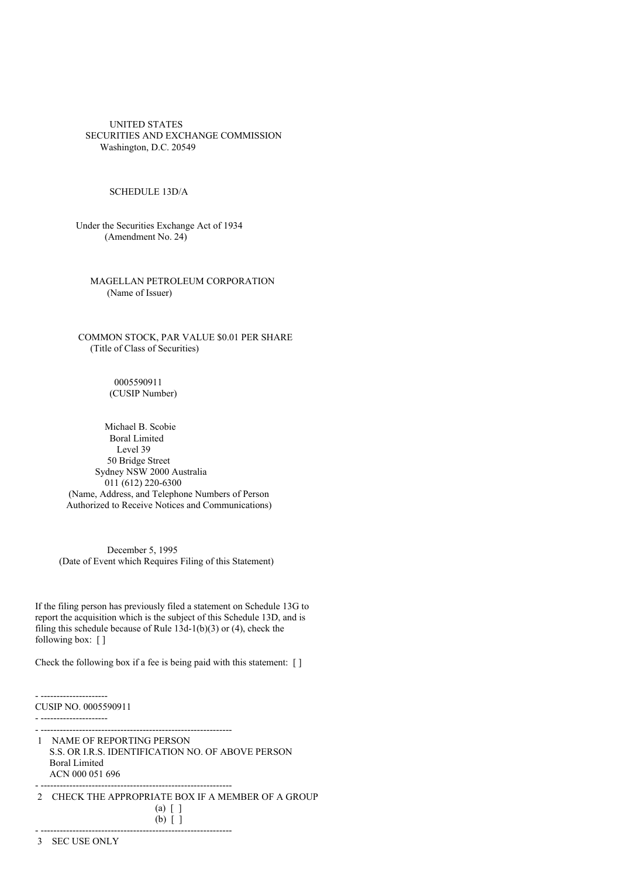UNITED STATES
SECURITIES AND EXCHANGE COMMISSION
Washington, D.C. 20549

SCHEDULE 13D/A

Under the Securities Exchange Act of 1934
(Amendment No. 24)

MAGELLAN PETROLEUM CORPORATION
(Name of Issuer)

COMMON STOCK, PAR VALUE $0.01 PER SHARE
(Title of Class of Securities)

0005590911
(CUSIP Number)

Michael B. Scobie
Boral Limited
Level 39
50 Bridge Street
Sydney NSW 2000 Australia
011 (612) 220-6300
(Name, Address, and Telephone Numbers of Person
Authorized to Receive Notices and Communications)

December 5, 1995
(Date of Event which Requires Filing of this Statement)

If the filing person has previously filed a statement on Schedule 13G to report the acquisition which is the subject of this Schedule 13D, and is filing this schedule because of Rule 13d-1(b)(3) or (4), check the following box: [ ]

Check the following box if a fee is being paid with this statement: [ ]

---

CUSIP NO. 0005590911

---

1 NAME OF REPORTING PERSON
S.S. OR I.R.S. IDENTIFICATION NO. OF ABOVE PERSON
Boral Limited
ACN 000 051 696

---

2 CHECK THE APPROPRIATE BOX IF A MEMBER OF A GROUP
(a) [ ]
(b) [ ]

---

3 SEC USE ONLY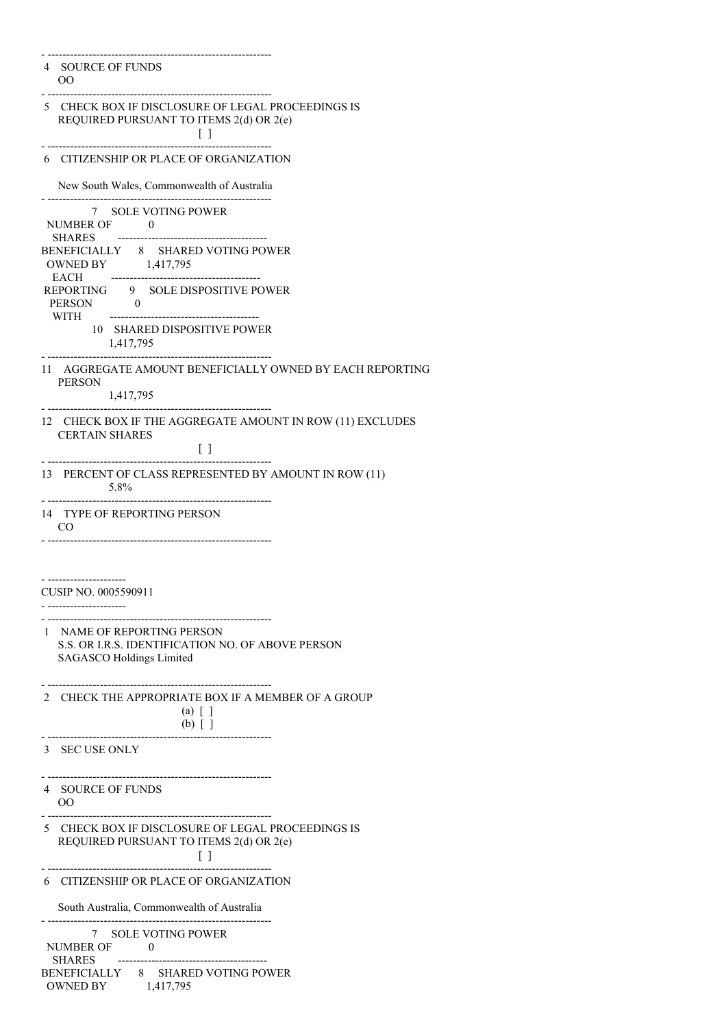4 SOURCE OF FUNDS
OO

5 CHECK BOX IF DISCLOSURE OF LEGAL PROCEEDINGS IS REQUIRED PURSUANT TO ITEMS 2(d) OR 2(e)
[ ]

6 CITIZENSHIP OR PLACE OF ORGANIZATION

New South Wales, Commonwealth of Australia

| | | |
|---|---|---|
| NUMBER OF SHARES BENEFICIALLY OWNED BY EACH REPORTING PERSON WITH | 7 SOLE VOTING POWER | 0 |
| | 8 SHARED VOTING POWER | 1,417,795 |
| | 9 SOLE DISPOSITIVE POWER | 0 |
| | 10 SHARED DISPOSITIVE POWER | 1,417,795 |

11 AGGREGATE AMOUNT BENEFICIALLY OWNED BY EACH REPORTING PERSON
1,417,795

12 CHECK BOX IF THE AGGREGATE AMOUNT IN ROW (11) EXCLUDES CERTAIN SHARES
[ ]

13 PERCENT OF CLASS REPRESENTED BY AMOUNT IN ROW (11)
5.8%

14 TYPE OF REPORTING PERSON
CO

CUSIP NO. 0005590911

1 NAME OF REPORTING PERSON
S.S. OR I.R.S. IDENTIFICATION NO. OF ABOVE PERSON
SAGASCO Holdings Limited

2 CHECK THE APPROPRIATE BOX IF A MEMBER OF A GROUP
(a) [ ]
(b) [ ]

3 SEC USE ONLY

4 SOURCE OF FUNDS
OO

5 CHECK BOX IF DISCLOSURE OF LEGAL PROCEEDINGS IS REQUIRED PURSUANT TO ITEMS 2(d) OR 2(e)
[ ]

6 CITIZENSHIP OR PLACE OF ORGANIZATION

South Australia, Commonwealth of Australia

| | | |
|---|---|---|
| NUMBER OF SHARES BENEFICIALLY OWNED BY | 7 SOLE VOTING POWER | 0 |
| | 8 SHARED VOTING POWER | 1,417,795 |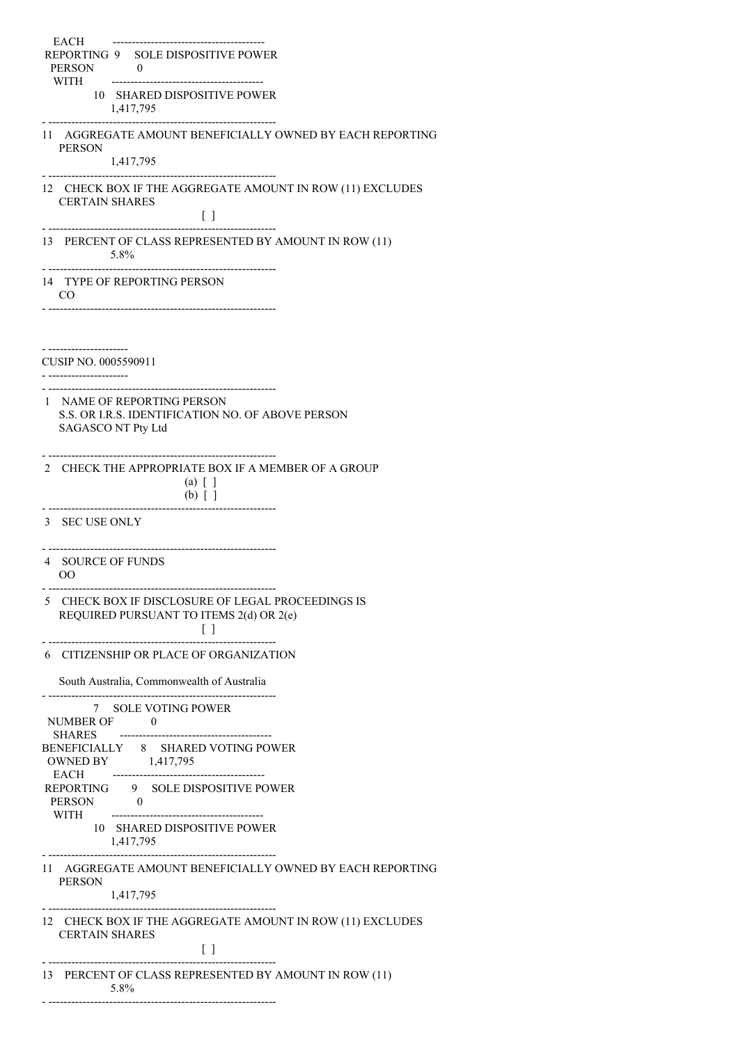| | |
|---|---|
| EACH REPORTING PERSON WITH | 9 SOLE DISPOSITIVE POWER<br>0 |
| | 10 SHARED DISPOSITIVE POWER<br>1,417,795 |

11 AGGREGATE AMOUNT BENEFICIALLY OWNED BY EACH REPORTING PERSON
1,417,795

12 CHECK BOX IF THE AGGREGATE AMOUNT IN ROW (11) EXCLUDES CERTAIN SHARES
[ ]

13 PERCENT OF CLASS REPRESENTED BY AMOUNT IN ROW (11)
5.8%

14 TYPE OF REPORTING PERSON
CO

CUSIP NO. 0005590911

1 NAME OF REPORTING PERSON
S.S. OR I.R.S. IDENTIFICATION NO. OF ABOVE PERSON
SAGASCO NT Pty Ltd

2 CHECK THE APPROPRIATE BOX IF A MEMBER OF A GROUP
(a) [ ]
(b) [ ]

3 SEC USE ONLY

4 SOURCE OF FUNDS
OO

5 CHECK BOX IF DISCLOSURE OF LEGAL PROCEEDINGS IS REQUIRED PURSUANT TO ITEMS 2(d) OR 2(e)
[ ]

6 CITIZENSHIP OR PLACE OF ORGANIZATION

South Australia, Commonwealth of Australia

| | |
|---|---|
| NUMBER OF SHARES BENEFICIALLY OWNED BY EACH REPORTING PERSON WITH | 7 SOLE VOTING POWER<br>0 |
| | 8 SHARED VOTING POWER<br>1,417,795 |
| | 9 SOLE DISPOSITIVE POWER<br>0 |
| | 10 SHARED DISPOSITIVE POWER<br>1,417,795 |

11 AGGREGATE AMOUNT BENEFICIALLY OWNED BY EACH REPORTING PERSON
1,417,795

12 CHECK BOX IF THE AGGREGATE AMOUNT IN ROW (11) EXCLUDES CERTAIN SHARES
[ ]

13 PERCENT OF CLASS REPRESENTED BY AMOUNT IN ROW (11)
5.8%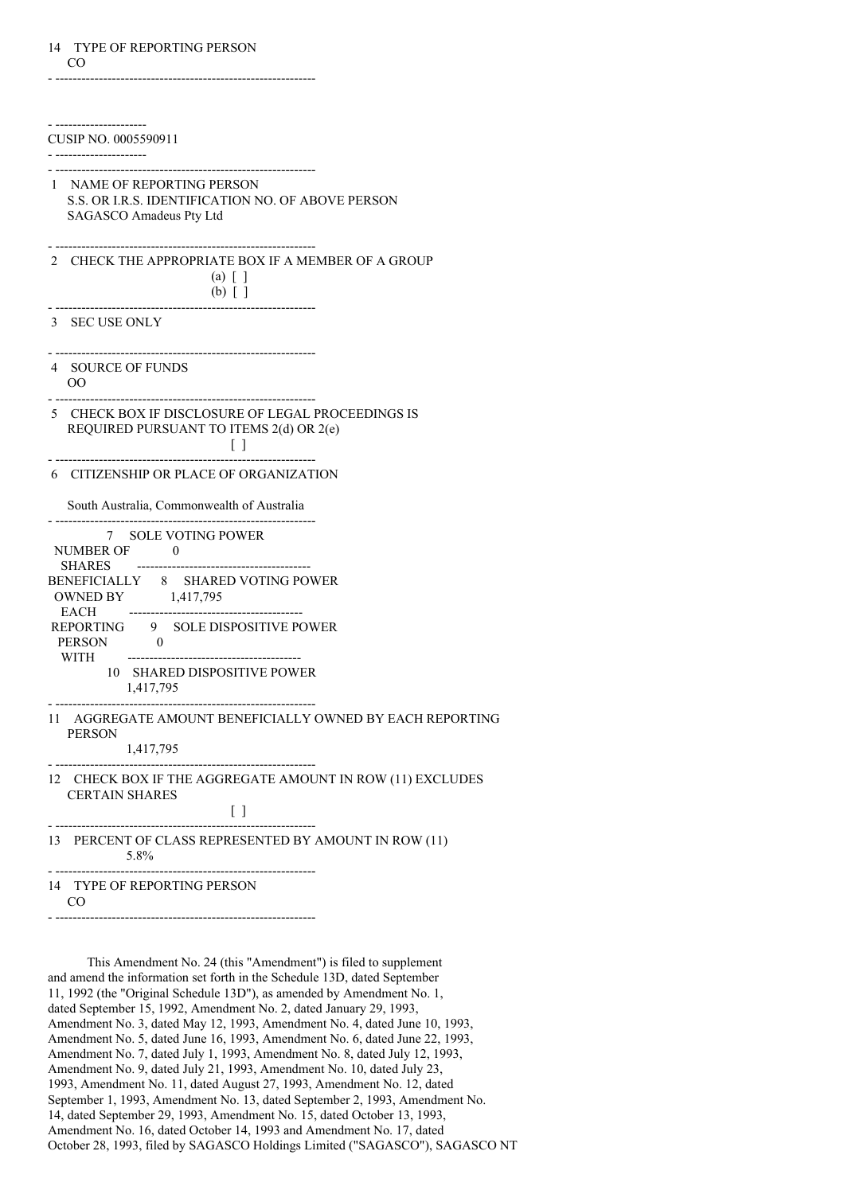14 TYPE OF REPORTING PERSON
CO

CUSIP NO. 0005590911

| | |
|---|---|
| 1 | NAME OF REPORTING PERSON<br>S.S. OR I.R.S. IDENTIFICATION NO. OF ABOVE PERSON<br>SAGASCO Amadeus Pty Ltd |
| 2 | CHECK THE APPROPRIATE BOX IF A MEMBER OF A GROUP<br>(a) [ ]<br>(b) [ ] |
| 3 | SEC USE ONLY |
| 4 | SOURCE OF FUNDS<br>OO |
| 5 | CHECK BOX IF DISCLOSURE OF LEGAL PROCEEDINGS IS REQUIRED PURSUANT TO ITEMS 2(d) OR 2(e)<br>[ ] |
| 6 | CITIZENSHIP OR PLACE OF ORGANIZATION<br>South Australia, Commonwealth of Australia |

| | | |
|---|---|---|
| NUMBER OF SHARES BENEFICIALLY OWNED BY EACH REPORTING PERSON WITH | 7 SOLE VOTING POWER | 0 |
| | 8 SHARED VOTING POWER | 1,417,795 |
| | 9 SOLE DISPOSITIVE POWER | 0 |
| | 10 SHARED DISPOSITIVE POWER | 1,417,795 |

| | |
|---|---|
| 11 | AGGREGATE AMOUNT BENEFICIALLY OWNED BY EACH REPORTING PERSON<br>1,417,795 |
| 12 | CHECK BOX IF THE AGGREGATE AMOUNT IN ROW (11) EXCLUDES CERTAIN SHARES<br>[ ] |
| 13 | PERCENT OF CLASS REPRESENTED BY AMOUNT IN ROW (11)<br>5.8% |
| 14 | TYPE OF REPORTING PERSON<br>CO |

This Amendment No. 24 (this "Amendment") is filed to supplement and amend the information set forth in the Schedule 13D, dated September 11, 1992 (the "Original Schedule 13D"), as amended by Amendment No. 1, dated September 15, 1992, Amendment No. 2, dated January 29, 1993, Amendment No. 3, dated May 12, 1993, Amendment No. 4, dated June 10, 1993, Amendment No. 5, dated June 16, 1993, Amendment No. 6, dated June 22, 1993, Amendment No. 7, dated July 1, 1993, Amendment No. 8, dated July 12, 1993, Amendment No. 9, dated July 21, 1993, Amendment No. 10, dated July 23, 1993, Amendment No. 11, dated August 27, 1993, Amendment No. 12, dated September 1, 1993, Amendment No. 13, dated September 2, 1993, Amendment No. 14, dated September 29, 1993, Amendment No. 15, dated October 13, 1993, Amendment No. 16, dated October 14, 1993 and Amendment No. 17, dated October 28, 1993, filed by SAGASCO Holdings Limited ("SAGASCO"), SAGASCO NT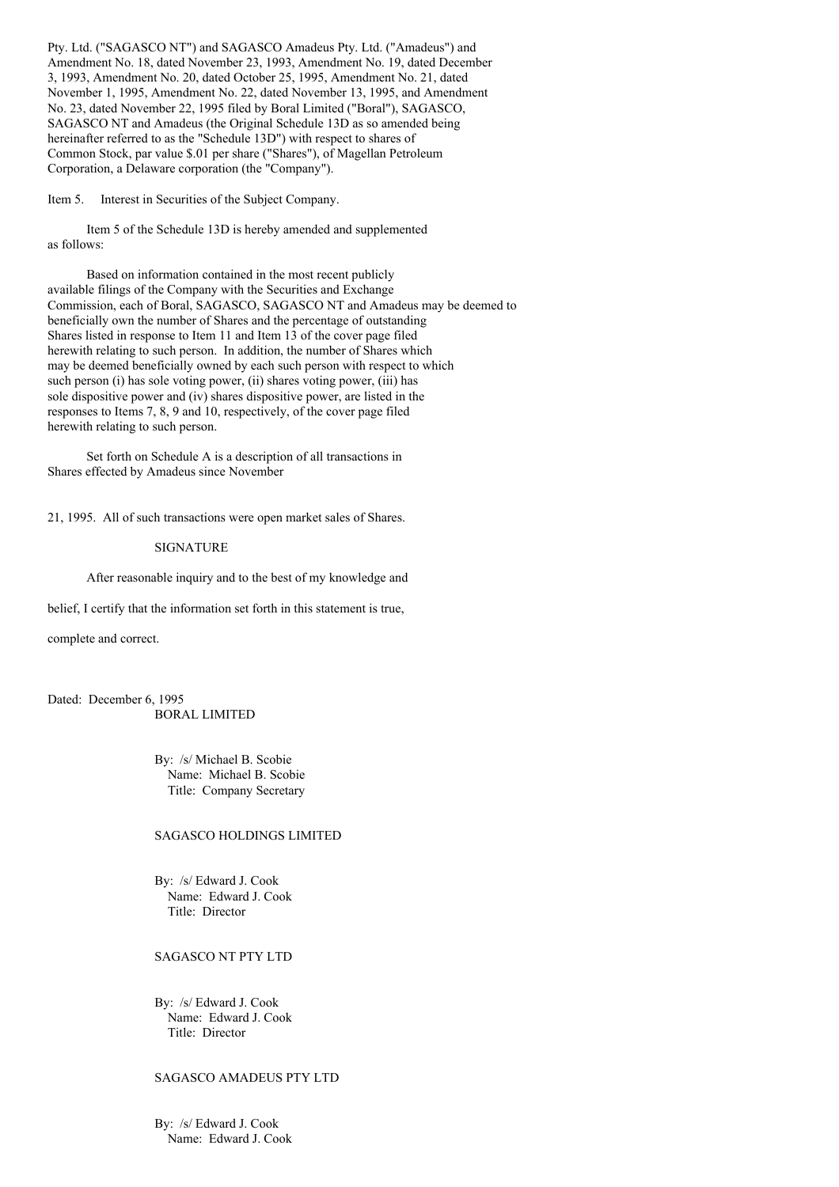Pty. Ltd. ("SAGASCO NT") and SAGASCO Amadeus Pty. Ltd. ("Amadeus") and Amendment No. 18, dated November 23, 1993, Amendment No. 19, dated December 3, 1993, Amendment No. 20, dated October 25, 1995, Amendment No. 21, dated November 1, 1995, Amendment No. 22, dated November 13, 1995, and Amendment No. 23, dated November 22, 1995 filed by Boral Limited ("Boral"), SAGASCO, SAGASCO NT and Amadeus (the Original Schedule 13D as so amended being hereinafter referred to as the "Schedule 13D") with respect to shares of Common Stock, par value $.01 per share ("Shares"), of Magellan Petroleum Corporation, a Delaware corporation (the "Company").

Item 5. Interest in Securities of the Subject Company.

Item 5 of the Schedule 13D is hereby amended and supplemented as follows:

Based on information contained in the most recent publicly available filings of the Company with the Securities and Exchange Commission, each of Boral, SAGASCO, SAGASCO NT and Amadeus may be deemed to beneficially own the number of Shares and the percentage of outstanding Shares listed in response to Item 11 and Item 13 of the cover page filed herewith relating to such person. In addition, the number of Shares which may be deemed beneficially owned by each such person with respect to which such person (i) has sole voting power, (ii) shares voting power, (iii) has sole dispositive power and (iv) shares dispositive power, are listed in the responses to Items 7, 8, 9 and 10, respectively, of the cover page filed herewith relating to such person.

Set forth on Schedule A is a description of all transactions in Shares effected by Amadeus since November 21, 1995. All of such transactions were open market sales of Shares.

SIGNATURE

After reasonable inquiry and to the best of my knowledge and belief, I certify that the information set forth in this statement is true, complete and correct.

Dated: December 6, 1995

BORAL LIMITED

By: /s/ Michael B. Scobie
Name: Michael B. Scobie
Title: Company Secretary

SAGASCO HOLDINGS LIMITED

By: /s/ Edward J. Cook
Name: Edward J. Cook
Title: Director

SAGASCO NT PTY LTD

By: /s/ Edward J. Cook
Name: Edward J. Cook
Title: Director

SAGASCO AMADEUS PTY LTD

By: /s/ Edward J. Cook
Name: Edward J. Cook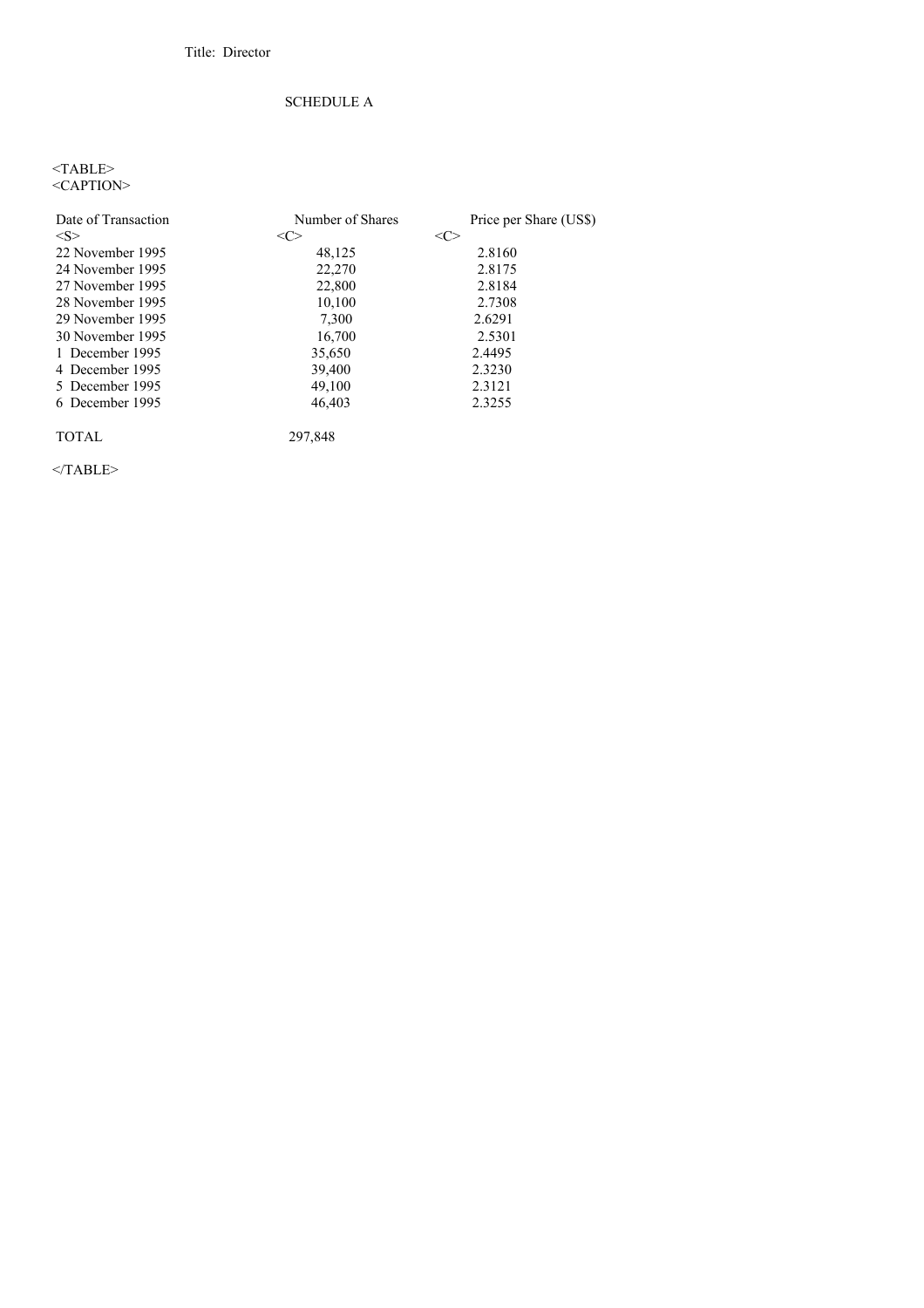Title: Director

SCHEDULE A

| Date of Transaction | Number of Shares | Price per Share (US$) |
|---|---|---|
| 22 November 1995 | 48,125 | 2.8160 |
| 24 November 1995 | 22,270 | 2.8175 |
| 27 November 1995 | 22,800 | 2.8184 |
| 28 November 1995 | 10,100 | 2.7308 |
| 29 November 1995 | 7,300 | 2.6291 |
| 30 November 1995 | 16,700 | 2.5301 |
| 1 December 1995 | 35,650 | 2.4495 |
| 4 December 1995 | 39,400 | 2.3230 |
| 5 December 1995 | 49,100 | 2.3121 |
| 6 December 1995 | 46,403 | 2.3255 |
| TOTAL | 297,848 | |